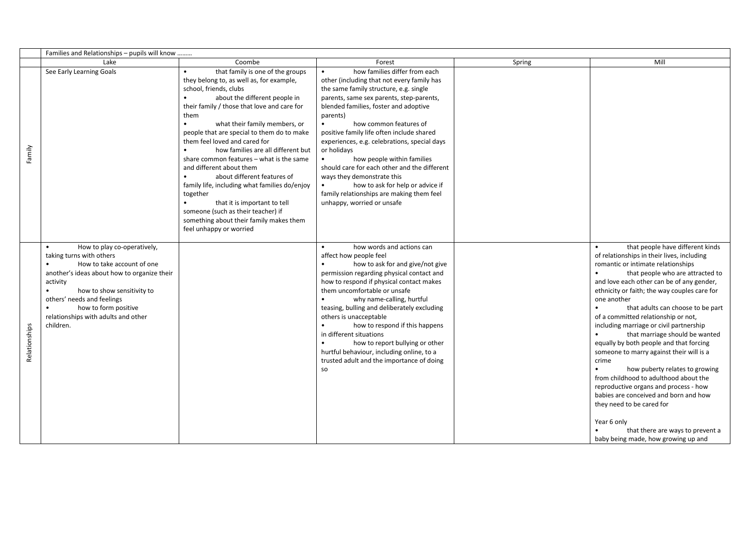| | Families and Relationships – pupils will know ……… | | | | |
|---|---|---|---|---|---|
| | Lake | Coombe | Forest | Spring | Mill |
| Family | See Early Learning Goals | • that family is one of the groups they belong to, as well as, for example, school, friends, clubs<br>• about the different people in their family / those that love and care for them<br>• what their family members, or people that are special to them do to make them feel loved and cared for<br>• how families are all different but share common features – what is the same and different about them<br>• about different features of family life, including what families do/enjoy together<br>• that it is important to tell someone (such as their teacher) if something about their family makes them feel unhappy or worried | • how families differ from each other (including that not every family has the same family structure, e.g. single parents, same sex parents, step-parents, blended families, foster and adoptive parents)<br>• how common features of positive family life often include shared experiences, e.g. celebrations, special days or holidays<br>• how people within families should care for each other and the different ways they demonstrate this<br>• how to ask for help or advice if family relationships are making them feel unhappy, worried or unsafe | | |
| Relationships | • How to play co-operatively, taking turns with others<br>• How to take account of one another's ideas about how to organize their activity<br>• how to show sensitivity to others' needs and feelings<br>• how to form positive relationships with adults and other children. | | • how words and actions can affect how people feel<br>• how to ask for and give/not give permission regarding physical contact and how to respond if physical contact makes them uncomfortable or unsafe<br>• why name-calling, hurtful teasing, bulling and deliberately excluding others is unacceptable<br>• how to respond if this happens in different situations<br>• how to report bullying or other hurtful behaviour, including online, to a trusted adult and the importance of doing so | | • that people have different kinds of relationships in their lives, including romantic or intimate relationships<br>• that people who are attracted to and love each other can be of any gender, ethnicity or faith; the way couples care for one another<br>• that adults can choose to be part of a committed relationship or not, including marriage or civil partnership<br>• that marriage should be wanted equally by both people and that forcing someone to marry against their will is a crime<br>• how puberty relates to growing from childhood to adulthood about the reproductive organs and process - how babies are conceived and born and how they need to be cared for<br><br>Year 6 only<br>• that there are ways to prevent a baby being made, how growing up and |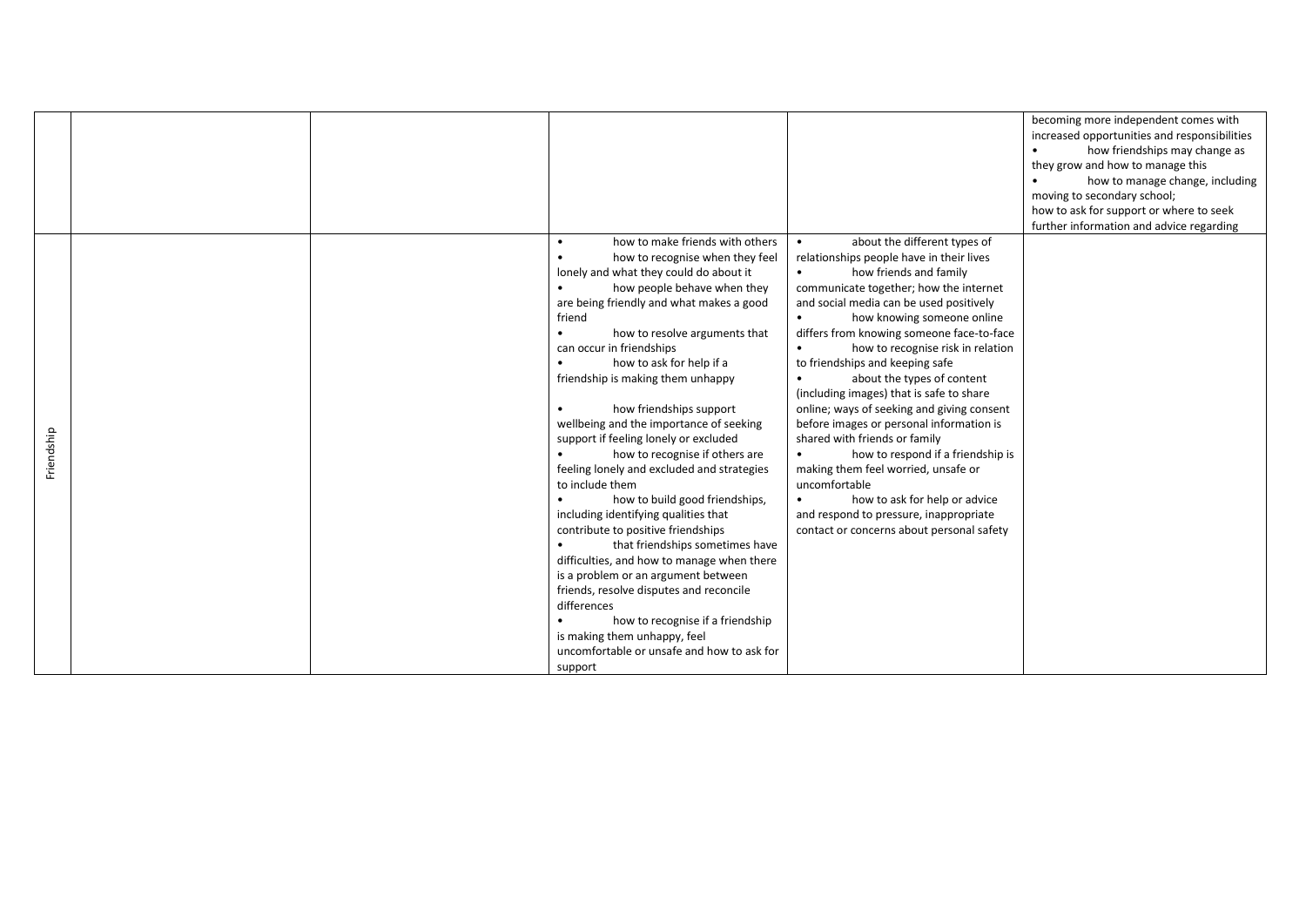| | | | | | |
|---|---|---|---|---|---|
| | | | | | becoming more independent comes with increased opportunities and responsibilities<br>• how friendships may change as they grow and how to manage this<br>• how to manage change, including moving to secondary school;<br>how to ask for support or where to seek further information and advice regarding |
| Friendship | | | • how to make friends with others<br>• how to recognise when they feel lonely and what they could do about it<br>• how people behave when they are being friendly and what makes a good friend<br>• how to resolve arguments that can occur in friendships<br>• how to ask for help if a friendship is making them unhappy<br><br>• how friendships support wellbeing and the importance of seeking support if feeling lonely or excluded<br>• how to recognise if others are feeling lonely and excluded and strategies to include them<br>• how to build good friendships, including identifying qualities that contribute to positive friendships<br>• that friendships sometimes have difficulties, and how to manage when there is a problem or an argument between friends, resolve disputes and reconcile differences<br>• how to recognise if a friendship is making them unhappy, feel uncomfortable or unsafe and how to ask for support | • about the different types of relationships people have in their lives<br>• how friends and family communicate together; how the internet and social media can be used positively<br>• how knowing someone online differs from knowing someone face-to-face<br>• how to recognise risk in relation to friendships and keeping safe<br>• about the types of content (including images) that is safe to share online; ways of seeking and giving consent before images or personal information is shared with friends or family<br>• how to respond if a friendship is making them feel worried, unsafe or uncomfortable<br>• how to ask for help or advice and respond to pressure, inappropriate contact or concerns about personal safety | |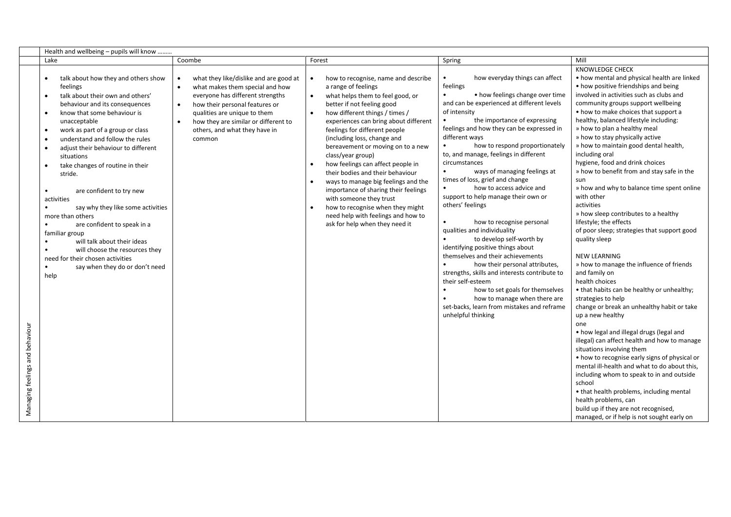| | Health and wellbeing – pupils will know ……… | | | | |
|---|---|---|---|---|---|
| | Lake | Coombe | Forest | Spring | Mill |
| Managing feelings and behaviour | • talk about how they and others show feelings<br>• talk about their own and others' behaviour and its consequences<br>• know that some behaviour is unacceptable<br>• work as part of a group or class<br>• understand and follow the rules<br>• adjust their behaviour to different situations<br>• take changes of routine in their stride.<br><br>• are confident to try new activities<br>• say why they like some activities more than others<br>• are confident to speak in a familiar group<br>• will talk about their ideas<br>• will choose the resources they need for their chosen activities<br>• say when they do or don't need help | • what they like/dislike and are good at<br>• what makes them special and how everyone has different strengths<br>• how their personal features or qualities are unique to them<br>• how they are similar or different to others, and what they have in common | • how to recognise, name and describe a range of feelings<br>• what helps them to feel good, or better if not feeling good<br>• how different things / times / experiences can bring about different feelings for different people (including loss, change and bereavement or moving on to a new class/year group)<br>• how feelings can affect people in their bodies and their behaviour<br>• ways to manage big feelings and the importance of sharing their feelings with someone they trust<br>• how to recognise when they might need help with feelings and how to ask for help when they need it | • how everyday things can affect feelings<br>• • how feelings change over time and can be experienced at different levels of intensity<br>• the importance of expressing feelings and how they can be expressed in different ways<br>• how to respond proportionately to, and manage, feelings in different circumstances<br>• ways of managing feelings at times of loss, grief and change<br>• how to access advice and support to help manage their own or others' feelings<br><br>• how to recognise personal qualities and individuality<br>• to develop self-worth by identifying positive things about themselves and their achievements<br>• how their personal attributes, strengths, skills and interests contribute to their self-esteem<br>• how to set goals for themselves<br>• how to manage when there are set-backs, learn from mistakes and reframe unhelpful thinking | KNOWLEDGE CHECK<br>• how mental and physical health are linked<br>• how positive friendships and being involved in activities such as clubs and community groups support wellbeing<br>• how to make choices that support a healthy, balanced lifestyle including:<br>» how to plan a healthy meal<br>» how to stay physically active<br>» how to maintain good dental health, including oral hygiene, food and drink choices<br>» how to benefit from and stay safe in the sun<br>» how and why to balance time spent online with other activities<br>» how sleep contributes to a healthy lifestyle; the effects of poor sleep; strategies that support good quality sleep<br><br>NEW LEARNING<br>» how to manage the influence of friends and family on health choices<br>• that habits can be healthy or unhealthy; strategies to help change or break an unhealthy habit or take up a new healthy one<br>• how legal and illegal drugs (legal and illegal) can affect health and how to manage situations involving them<br>• how to recognise early signs of physical or mental ill-health and what to do about this, including whom to speak to in and outside school<br>• that health problems, including mental health problems, can build up if they are not recognised, managed, or if help is not sought early on |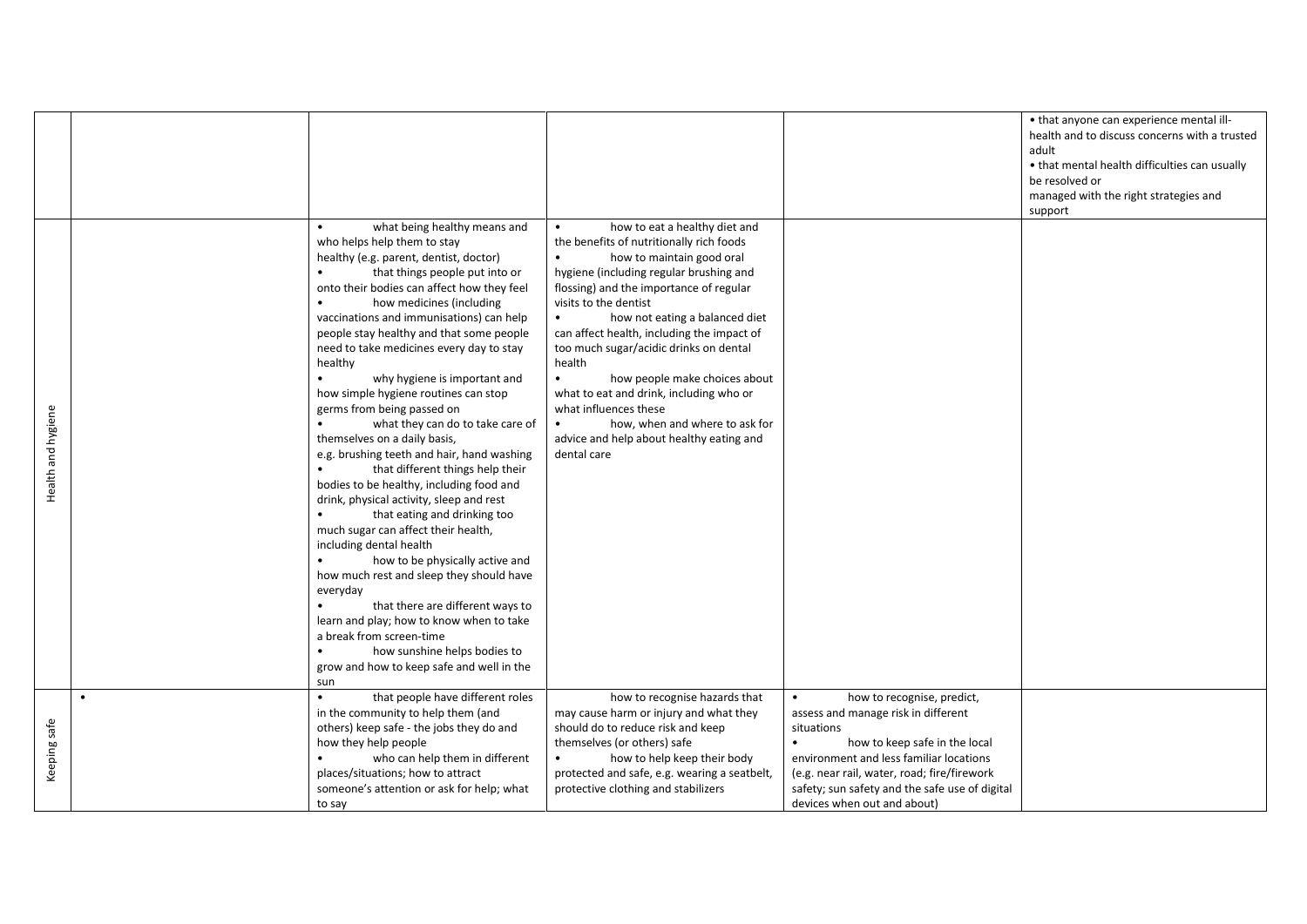| | | | | | |
|---|---|---|---|---|---|
| | | | | | • that anyone can experience mental ill-health and to discuss concerns with a trusted adult<br>• that mental health difficulties can usually be resolved or managed with the right strategies and support |
| Health and hygiene | | • what being healthy means and who helps help them to stay healthy (e.g. parent, dentist, doctor)<br>• that things people put into or onto their bodies can affect how they feel<br>• how medicines (including vaccinations and immunisations) can help people stay healthy and that some people need to take medicines every day to stay healthy<br>• why hygiene is important and how simple hygiene routines can stop germs from being passed on<br>• what they can do to take care of themselves on a daily basis, e.g. brushing teeth and hair, hand washing<br>• that different things help their bodies to be healthy, including food and drink, physical activity, sleep and rest<br>• that eating and drinking too much sugar can affect their health, including dental health<br>• how to be physically active and how much rest and sleep they should have everyday<br>• that there are different ways to learn and play; how to know when to take a break from screen-time<br>• how sunshine helps bodies to grow and how to keep safe and well in the sun | • how to eat a healthy diet and the benefits of nutritionally rich foods<br>• how to maintain good oral hygiene (including regular brushing and flossing) and the importance of regular visits to the dentist<br>• how not eating a balanced diet can affect health, including the impact of too much sugar/acidic drinks on dental health<br>• how people make choices about what to eat and drink, including who or what influences these<br>• how, when and where to ask for advice and help about healthy eating and dental care | | |
| Keeping safe | • | • that people have different roles in the community to help them (and others) keep safe - the jobs they do and how they help people<br>• who can help them in different places/situations; how to attract someone's attention or ask for help; what to say | how to recognise hazards that may cause harm or injury and what they should do to reduce risk and keep themselves (or others) safe<br>• how to help keep their body protected and safe, e.g. wearing a seatbelt, protective clothing and stabilizers | • how to recognise, predict, assess and manage risk in different situations<br>• how to keep safe in the local environment and less familiar locations (e.g. near rail, water, road; fire/firework safety; sun safety and the safe use of digital devices when out and about) | |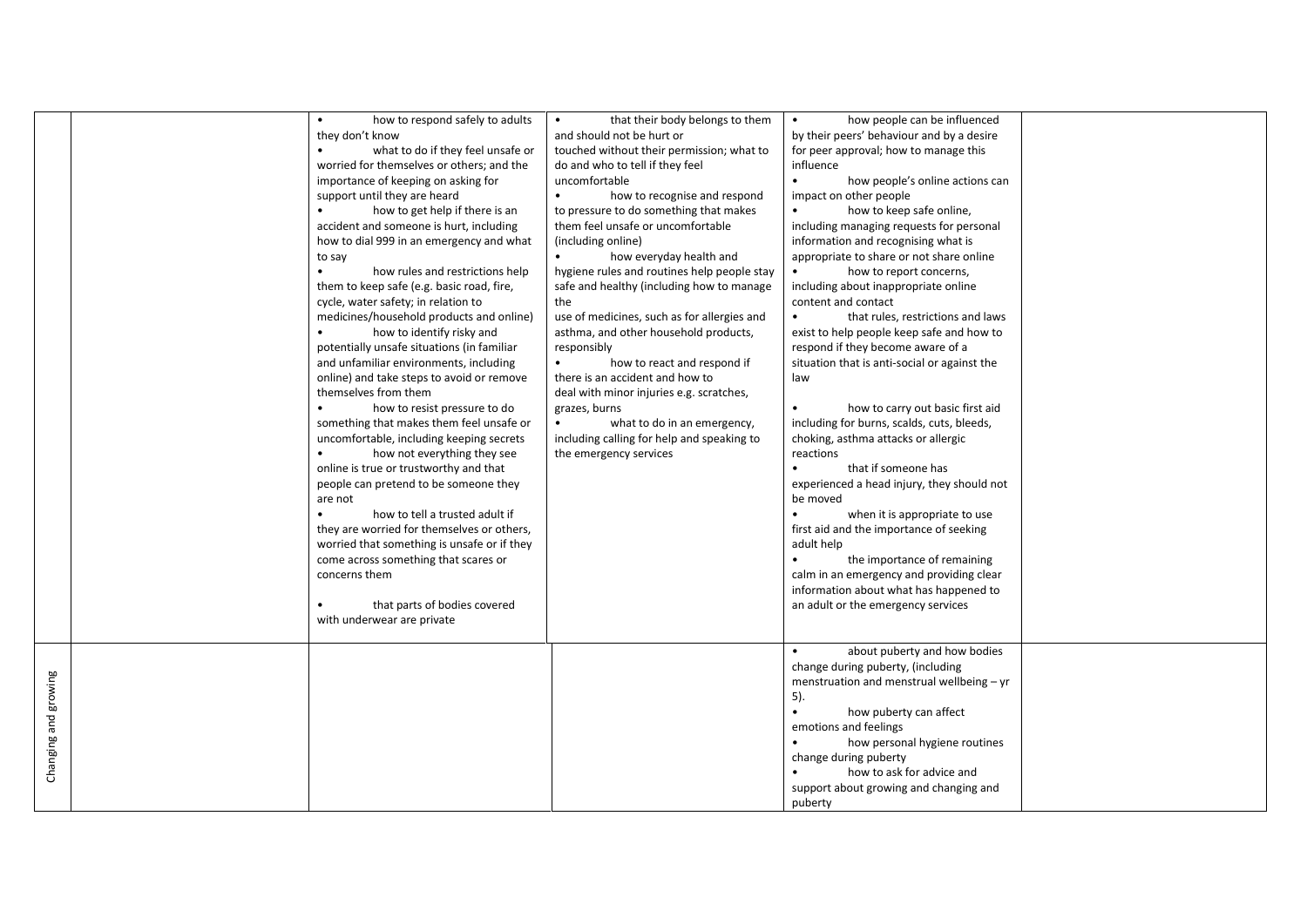|  |  |  |  |  |  |
|---|---|---|---|---|---|
|  |  | • how to respond safely to adults they don't know<br>• what to do if they feel unsafe or worried for themselves or others; and the importance of keeping on asking for support until they are heard<br>• how to get help if there is an accident and someone is hurt, including how to dial 999 in an emergency and what to say<br>• how rules and restrictions help them to keep safe (e.g. basic road, fire, cycle, water safety; in relation to medicines/household products and online)<br>• how to identify risky and potentially unsafe situations (in familiar and unfamiliar environments, including online) and take steps to avoid or remove themselves from them<br>• how to resist pressure to do something that makes them feel unsafe or uncomfortable, including keeping secrets<br>• how not everything they see online is true or trustworthy and that people can pretend to be someone they are not<br>• how to tell a trusted adult if they are worried for themselves or others, worried that something is unsafe or if they come across something that scares or concerns them<br><br>• that parts of bodies covered with underwear are private | • that their body belongs to them and should not be hurt or touched without their permission; what to do and who to tell if they feel uncomfortable<br>• how to recognise and respond to pressure to do something that makes them feel unsafe or uncomfortable (including online)<br>• how everyday health and hygiene rules and routines help people stay safe and healthy (including how to manage the use of medicines, such as for allergies and asthma, and other household products, responsibly<br>• how to react and respond if there is an accident and how to deal with minor injuries e.g. scratches, grazes, burns<br>• what to do in an emergency, including calling for help and speaking to the emergency services | • how people can be influenced by their peers' behaviour and by a desire for peer approval; how to manage this influence<br>• how people's online actions can impact on other people<br>• how to keep safe online, including managing requests for personal information and recognising what is appropriate to share or not share online<br>• how to report concerns, including about inappropriate online content and contact<br>• that rules, restrictions and laws exist to help people keep safe and how to respond if they become aware of a situation that is anti-social or against the law<br><br>• how to carry out basic first aid including for burns, scalds, cuts, bleeds, choking, asthma attacks or allergic reactions<br>• that if someone has experienced a head injury, they should not be moved<br>• when it is appropriate to use first aid and the importance of seeking adult help<br>• the importance of remaining calm in an emergency and providing clear information about what has happened to an adult or the emergency services |  |
| Changing and growing |  |  |  | • about puberty and how bodies change during puberty, (including menstruation and menstrual wellbeing – yr 5).<br>• how puberty can affect emotions and feelings<br>• how personal hygiene routines change during puberty<br>• how to ask for advice and support about growing and changing and puberty |  |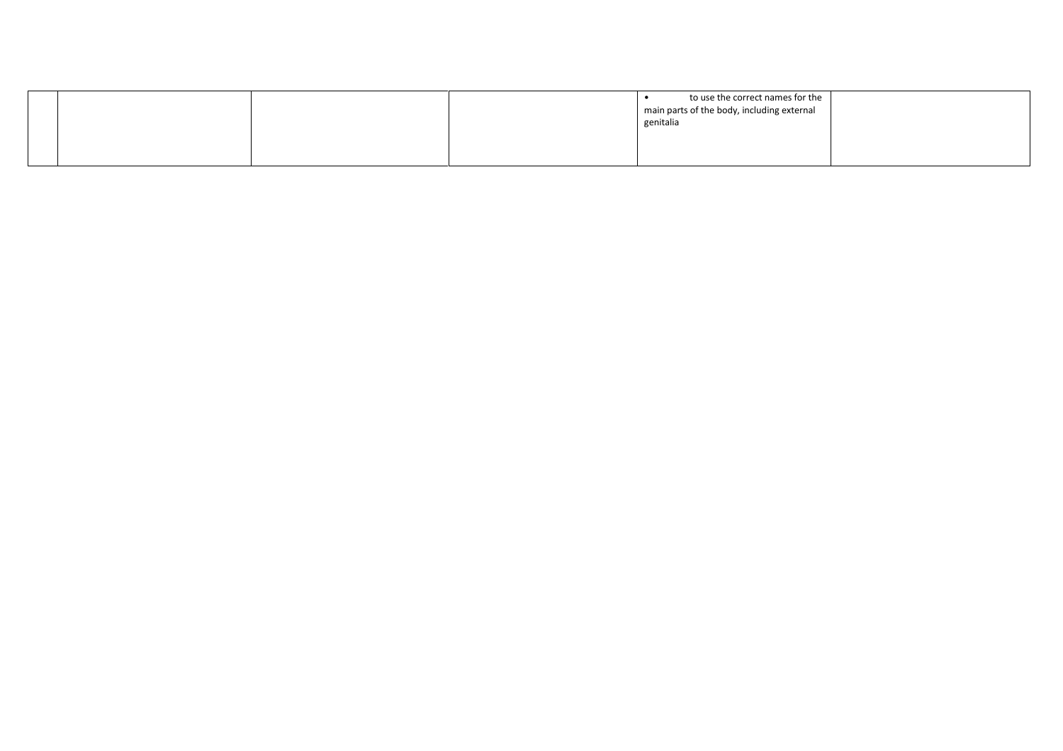| | | | | | |
|---|---|---|---|---|---|
| | | | | • to use the correct names for the main parts of the body, including external genitalia | |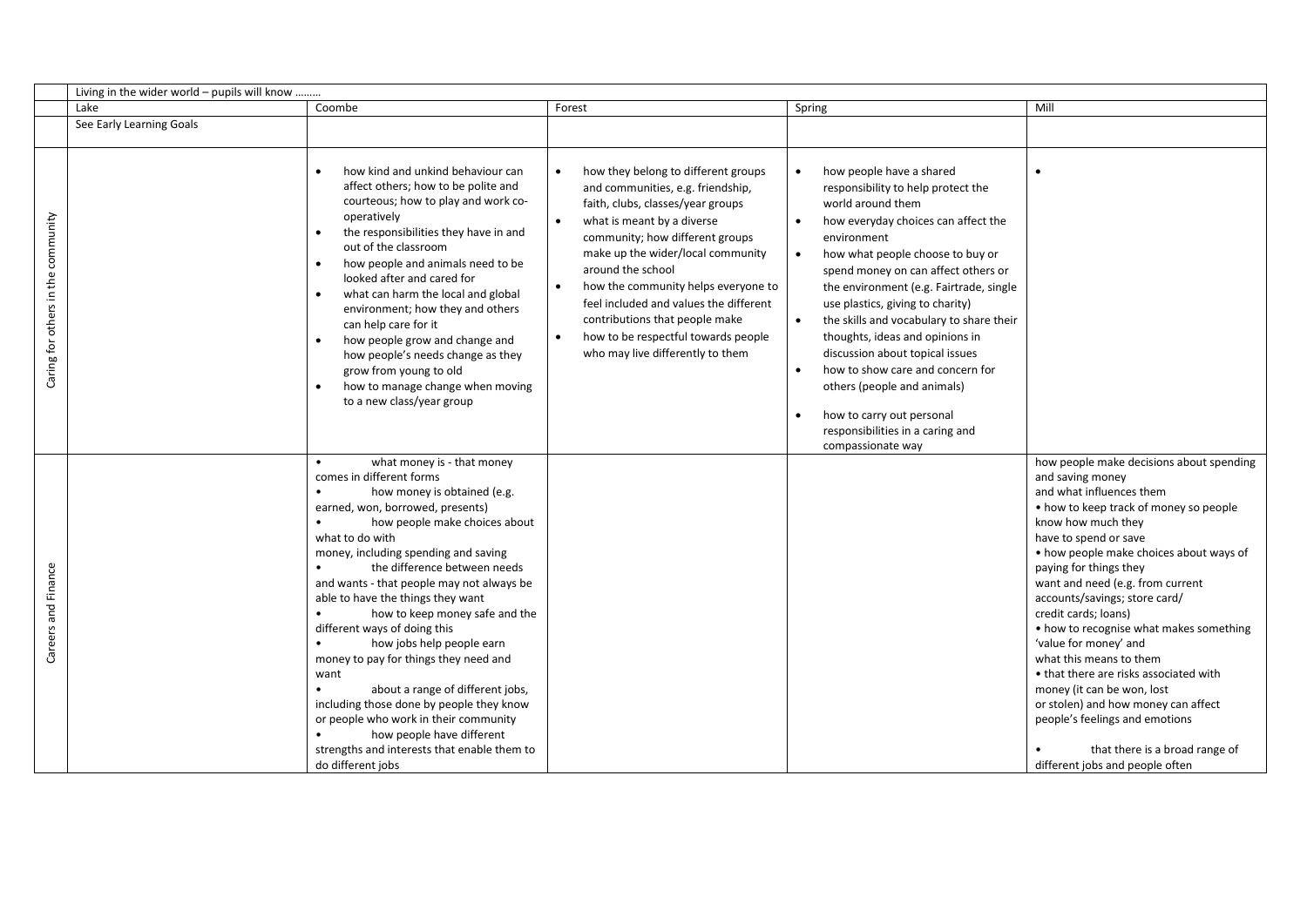| | Living in the wider world – pupils will know ……… | | | | |
|---|---|---|---|---|---|
| | Lake | Coombe | Forest | Spring | Mill |
| | See Early Learning Goals | | | | |
| Caring for others in the community | | • how kind and unkind behaviour can affect others; how to be polite and courteous; how to play and work co-operatively<br>• the responsibilities they have in and out of the classroom<br>• how people and animals need to be looked after and cared for<br>• what can harm the local and global environment; how they and others can help care for it<br>• how people grow and change and how people's needs change as they grow from young to old<br>• how to manage change when moving to a new class/year group | • how they belong to different groups and communities, e.g. friendship, faith, clubs, classes/year groups<br>• what is meant by a diverse community; how different groups make up the wider/local community around the school<br>• how the community helps everyone to feel included and values the different contributions that people make<br>• how to be respectful towards people who may live differently to them | • how people have a shared responsibility to help protect the world around them<br>• how everyday choices can affect the environment<br>• how what people choose to buy or spend money on can affect others or the environment (e.g. Fairtrade, single use plastics, giving to charity)<br>• the skills and vocabulary to share their thoughts, ideas and opinions in discussion about topical issues<br>• how to show care and concern for others (people and animals)<br>• how to carry out personal responsibilities in a caring and compassionate way | • |
| Careers and Finance | | • what money is - that money comes in different forms<br>• how money is obtained (e.g. earned, won, borrowed, presents)<br>• how people make choices about what to do with money, including spending and saving<br>• the difference between needs and wants - that people may not always be able to have the things they want<br>• how to keep money safe and the different ways of doing this<br>• how jobs help people earn money to pay for things they need and want<br>• about a range of different jobs, including those done by people they know or people who work in their community<br>• how people have different strengths and interests that enable them to do different jobs | | | how people make decisions about spending and saving money and what influences them<br>• how to keep track of money so people know how much they have to spend or save<br>• how people make choices about ways of paying for things they want and need (e.g. from current accounts/savings; store card/ credit cards; loans)<br>• how to recognise what makes something 'value for money' and what this means to them<br>• that there are risks associated with money (it can be won, lost or stolen) and how money can affect people's feelings and emotions<br>• that there is a broad range of different jobs and people often |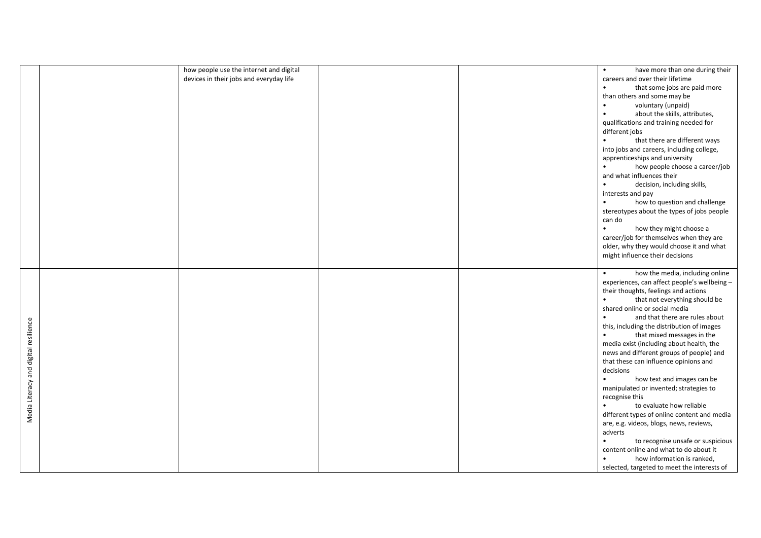| | | | | | |
|---|---|---|---|---|---|
| | | how people use the internet and digital devices in their jobs and everyday life | | | • have more than one during their careers and over their lifetime<br>• that some jobs are paid more than others and some may be<br>• voluntary (unpaid)<br>• about the skills, attributes, qualifications and training needed for different jobs<br>• that there are different ways into jobs and careers, including college, apprenticeships and university<br>• how people choose a career/job and what influences their<br>• decision, including skills, interests and pay<br>• how to question and challenge stereotypes about the types of jobs people can do<br>• how they might choose a career/job for themselves when they are older, why they would choose it and what might influence their decisions |
| Media Literacy and digital resilience | | | | | • how the media, including online experiences, can affect people's wellbeing – their thoughts, feelings and actions<br>• that not everything should be shared online or social media<br>• and that there are rules about this, including the distribution of images<br>• that mixed messages in the media exist (including about health, the news and different groups of people) and that these can influence opinions and decisions<br>• how text and images can be manipulated or invented; strategies to recognise this<br>• to evaluate how reliable different types of online content and media are, e.g. videos, blogs, news, reviews, adverts<br>• to recognise unsafe or suspicious content online and what to do about it<br>• how information is ranked, selected, targeted to meet the interests of |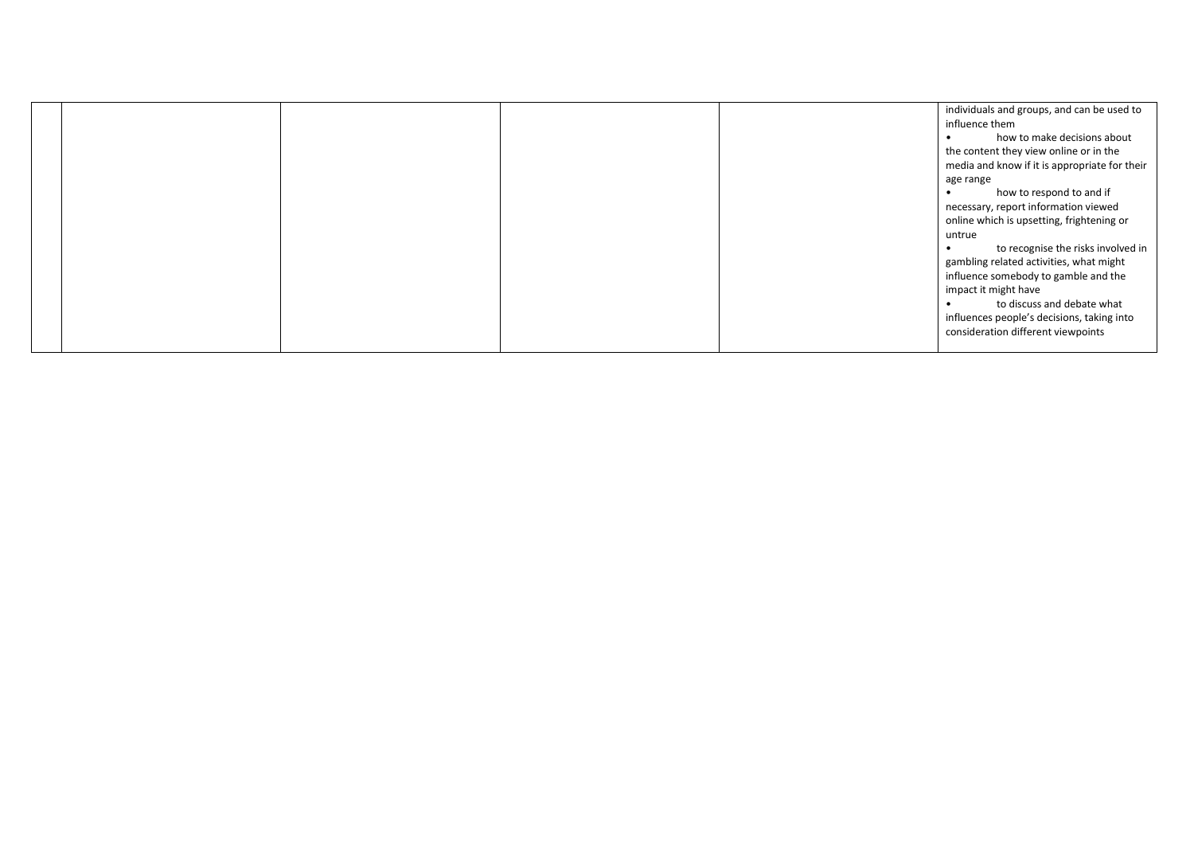| | | | | | |
|---|---|---|---|---|---|
| | | | | | individuals and groups, and can be used to influence them<br>• how to make decisions about the content they view online or in the media and know if it is appropriate for their age range<br>• how to respond to and if necessary, report information viewed online which is upsetting, frightening or untrue<br>• to recognise the risks involved in gambling related activities, what might influence somebody to gamble and the impact it might have<br>• to discuss and debate what influences people's decisions, taking into consideration different viewpoints |